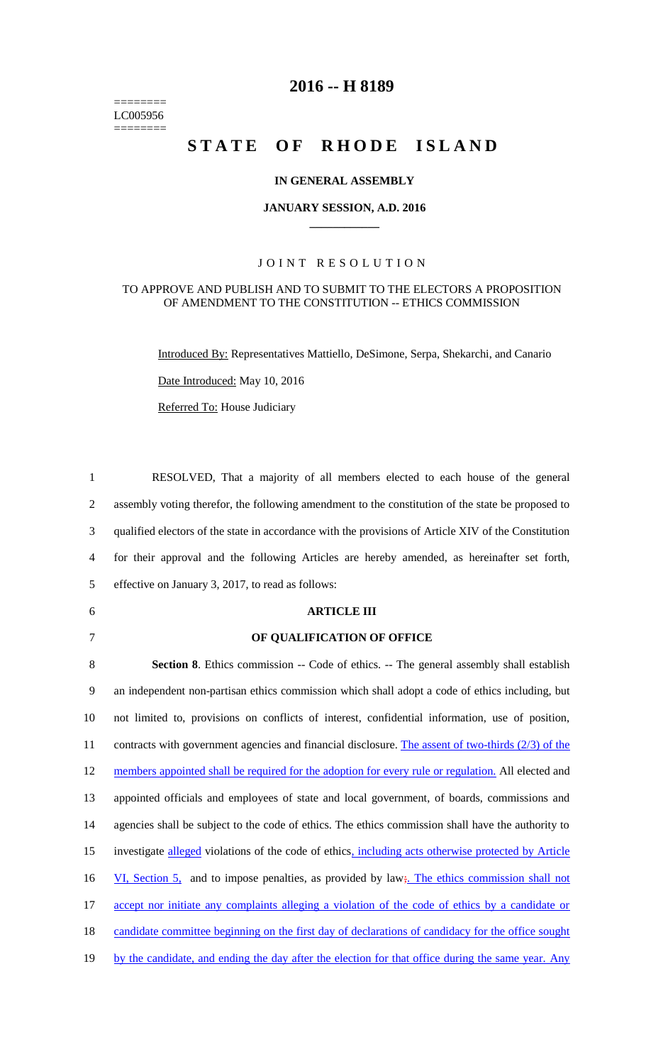========
LC005956
========

# 2016 -- H 8189

# STATE OF RHODE ISLAND

### IN GENERAL ASSEMBLY

### JANUARY SESSION, A.D. 2016

## JOINT RESOLUTION

### TO APPROVE AND PUBLISH AND TO SUBMIT TO THE ELECTORS A PROPOSITION OF AMENDMENT TO THE CONSTITUTION -- ETHICS COMMISSION

Introduced By: Representatives Mattiello, DeSimone, Serpa, Shekarchi, and Canario

Date Introduced: May 10, 2016

Referred To: House Judiciary

1 RESOLVED, That a majority of all members elected to each house of the general
2 assembly voting therefor, the following amendment to the constitution of the state be proposed to
3 qualified electors of the state in accordance with the provisions of Article XIV of the Constitution
4 for their approval and the following Articles are hereby amended, as hereinafter set forth,
5 effective on January 3, 2017, to read as follows:

6 **ARTICLE III**

7 **OF QUALIFICATION OF OFFICE**

8 **Section 8**. Ethics commission -- Code of ethics. -- The general assembly shall establish
9 an independent non-partisan ethics commission which shall adopt a code of ethics including, but
10 not limited to, provisions on conflicts of interest, confidential information, use of position,
11 contracts with government agencies and financial disclosure. The assent of two-thirds (2/3) of the
12 members appointed shall be required for the adoption for every rule or regulation. All elected and
13 appointed officials and employees of state and local government, of boards, commissions and
14 agencies shall be subject to the code of ethics. The ethics commission shall have the authority to
15 investigate alleged violations of the code of ethics, including acts otherwise protected by Article
16 VI, Section 5, and to impose penalties, as provided by law;. The ethics commission shall not
17 accept nor initiate any complaints alleging a violation of the code of ethics by a candidate or
18 candidate committee beginning on the first day of declarations of candidacy for the office sought
19 by the candidate, and ending the day after the election for that office during the same year. Any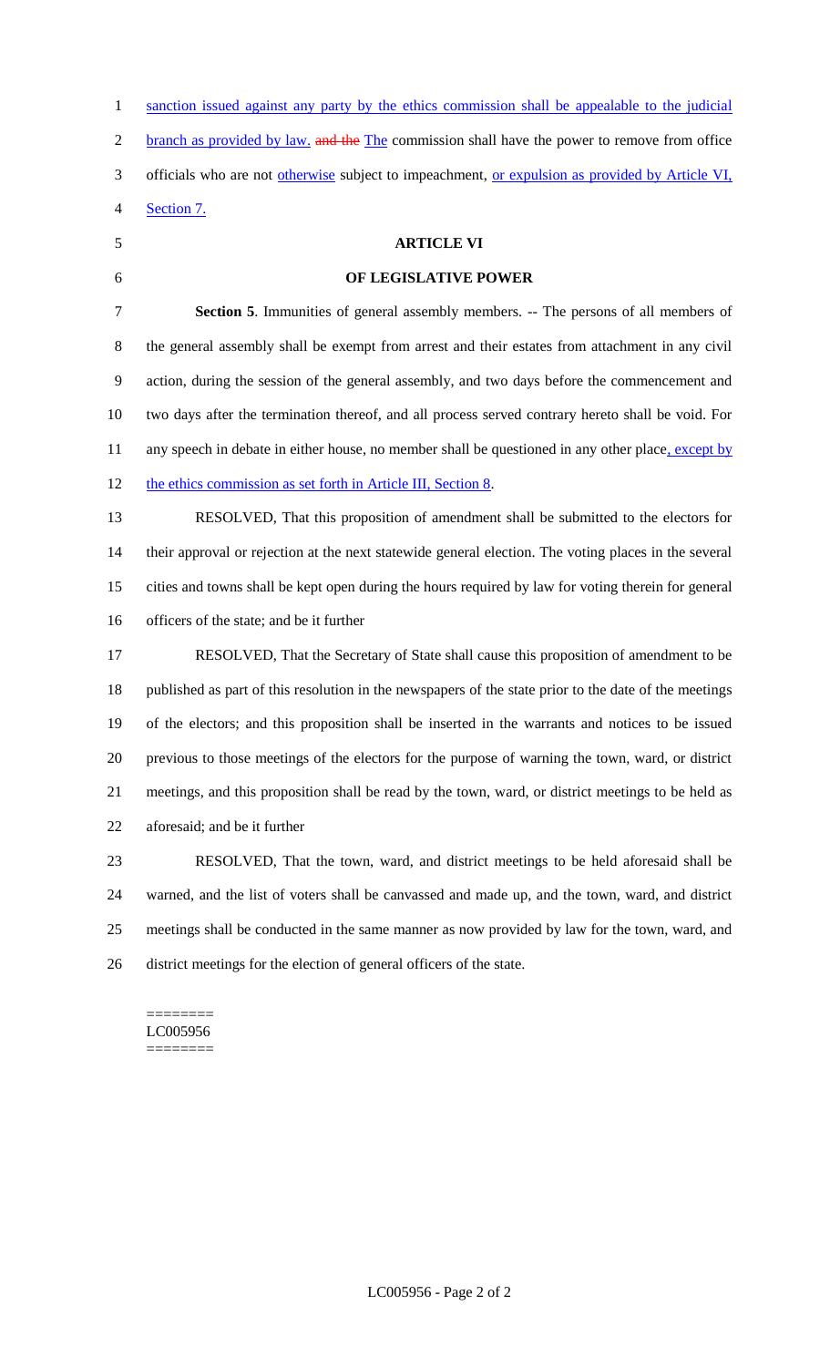sanction issued against any party by the ethics commission shall be appealable to the judicial branch as provided by law. ~~and the~~ The commission shall have the power to remove from office officials who are not otherwise subject to impeachment, or expulsion as provided by Article VI, Section 7.

**ARTICLE VI**

**OF LEGISLATIVE POWER**

**Section 5**. Immunities of general assembly members. -- The persons of all members of the general assembly shall be exempt from arrest and their estates from attachment in any civil action, during the session of the general assembly, and two days before the commencement and two days after the termination thereof, and all process served contrary hereto shall be void. For any speech in debate in either house, no member shall be questioned in any other place, except by the ethics commission as set forth in Article III, Section 8.

RESOLVED, That this proposition of amendment shall be submitted to the electors for their approval or rejection at the next statewide general election. The voting places in the several cities and towns shall be kept open during the hours required by law for voting therein for general officers of the state; and be it further

RESOLVED, That the Secretary of State shall cause this proposition of amendment to be published as part of this resolution in the newspapers of the state prior to the date of the meetings of the electors; and this proposition shall be inserted in the warrants and notices to be issued previous to those meetings of the electors for the purpose of warning the town, ward, or district meetings, and this proposition shall be read by the town, ward, or district meetings to be held as aforesaid; and be it further

RESOLVED, That the town, ward, and district meetings to be held aforesaid shall be warned, and the list of voters shall be canvassed and made up, and the town, ward, and district meetings shall be conducted in the same manner as now provided by law for the town, ward, and district meetings for the election of general officers of the state.

========
LC005956
========